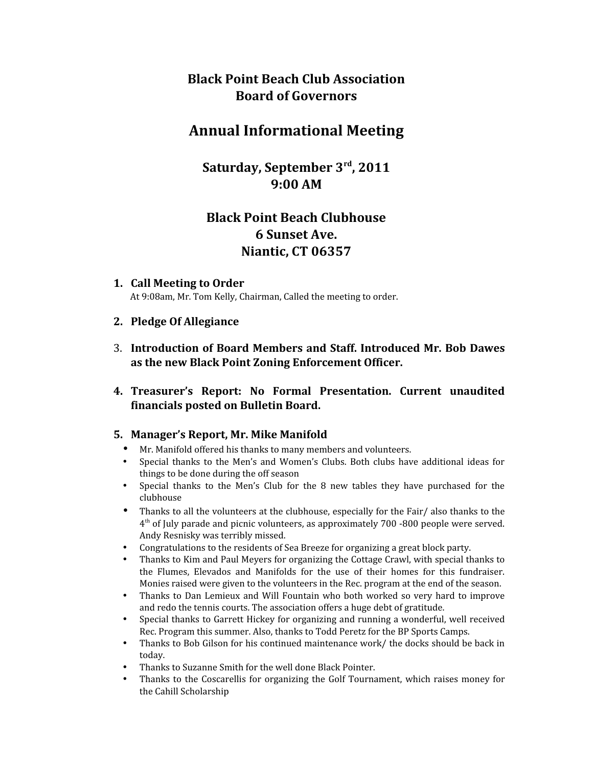# Black Point Beach Club Association
# Board of Governors

## Annual Informational Meeting

### Saturday, September 3rd, 2011
### 9:00 AM

### Black Point Beach Clubhouse
### 6 Sunset Ave.
### Niantic, CT 06357

1. **Call Meeting to Order**
   At 9:08am, Mr. Tom Kelly, Chairman, Called the meeting to order.

2. **Pledge Of Allegiance**

3. **Introduction of Board Members and Staff. Introduced Mr. Bob Dawes as the new Black Point Zoning Enforcement Officer.**

4. **Treasurer's Report: No Formal Presentation. Current unaudited financials posted on Bulletin Board.**

5. **Manager's Report, Mr. Mike Manifold**
   - Mr. Manifold offered his thanks to many members and volunteers.
   - Special thanks to the Men's and Women's Clubs. Both clubs have additional ideas for things to be done during the off season
   - Special thanks to the Men's Club for the 8 new tables they have purchased for the clubhouse
   - Thanks to all the volunteers at the clubhouse, especially for the Fair/ also thanks to the 4th of July parade and picnic volunteers, as approximately 700 -800 people were served. Andy Resnisky was terribly missed.
   - Congratulations to the residents of Sea Breeze for organizing a great block party.
   - Thanks to Kim and Paul Meyers for organizing the Cottage Crawl, with special thanks to the Flumes, Elevados and Manifolds for the use of their homes for this fundraiser. Monies raised were given to the volunteers in the Rec. program at the end of the season.
   - Thanks to Dan Lemieux and Will Fountain who both worked so very hard to improve and redo the tennis courts. The association offers a huge debt of gratitude.
   - Special thanks to Garrett Hickey for organizing and running a wonderful, well received Rec. Program this summer. Also, thanks to Todd Peretz for the BP Sports Camps.
   - Thanks to Bob Gilson for his continued maintenance work/ the docks should be back in today.
   - Thanks to Suzanne Smith for the well done Black Pointer.
   - Thanks to the Coscarellis for organizing the Golf Tournament, which raises money for the Cahill Scholarship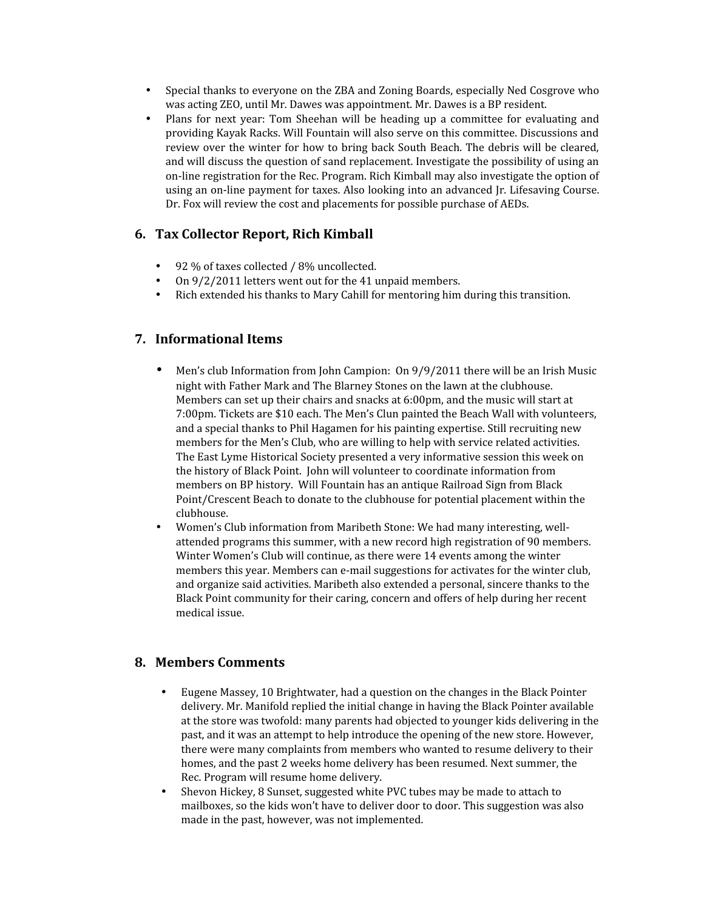- Special thanks to everyone on the ZBA and Zoning Boards, especially Ned Cosgrove who was acting ZEO, until Mr. Dawes was appointment. Mr. Dawes is a BP resident.
- Plans for next year: Tom Sheehan will be heading up a committee for evaluating and providing Kayak Racks. Will Fountain will also serve on this committee. Discussions and review over the winter for how to bring back South Beach. The debris will be cleared, and will discuss the question of sand replacement. Investigate the possibility of using an on-line registration for the Rec. Program. Rich Kimball may also investigate the option of using an on-line payment for taxes. Also looking into an advanced Jr. Lifesaving Course. Dr. Fox will review the cost and placements for possible purchase of AEDs.

## 6. Tax Collector Report, Rich Kimball

- 92 % of taxes collected / 8% uncollected.
- On 9/2/2011 letters went out for the 41 unpaid members.
- Rich extended his thanks to Mary Cahill for mentoring him during this transition.

## 7. Informational Items

- Men's club Information from John Campion: On 9/9/2011 there will be an Irish Music night with Father Mark and The Blarney Stones on the lawn at the clubhouse. Members can set up their chairs and snacks at 6:00pm, and the music will start at 7:00pm. Tickets are $10 each. The Men's Clun painted the Beach Wall with volunteers, and a special thanks to Phil Hagamen for his painting expertise. Still recruiting new members for the Men's Club, who are willing to help with service related activities. The East Lyme Historical Society presented a very informative session this week on the history of Black Point. John will volunteer to coordinate information from members on BP history. Will Fountain has an antique Railroad Sign from Black Point/Crescent Beach to donate to the clubhouse for potential placement within the clubhouse.
- Women's Club information from Maribeth Stone: We had many interesting, well-attended programs this summer, with a new record high registration of 90 members. Winter Women's Club will continue, as there were 14 events among the winter members this year. Members can e-mail suggestions for activates for the winter club, and organize said activities. Maribeth also extended a personal, sincere thanks to the Black Point community for their caring, concern and offers of help during her recent medical issue.

## 8. Members Comments

- Eugene Massey, 10 Brightwater, had a question on the changes in the Black Pointer delivery. Mr. Manifold replied the initial change in having the Black Pointer available at the store was twofold: many parents had objected to younger kids delivering in the past, and it was an attempt to help introduce the opening of the new store. However, there were many complaints from members who wanted to resume delivery to their homes, and the past 2 weeks home delivery has been resumed. Next summer, the Rec. Program will resume home delivery.
- Shevon Hickey, 8 Sunset, suggested white PVC tubes may be made to attach to mailboxes, so the kids won't have to deliver door to door. This suggestion was also made in the past, however, was not implemented.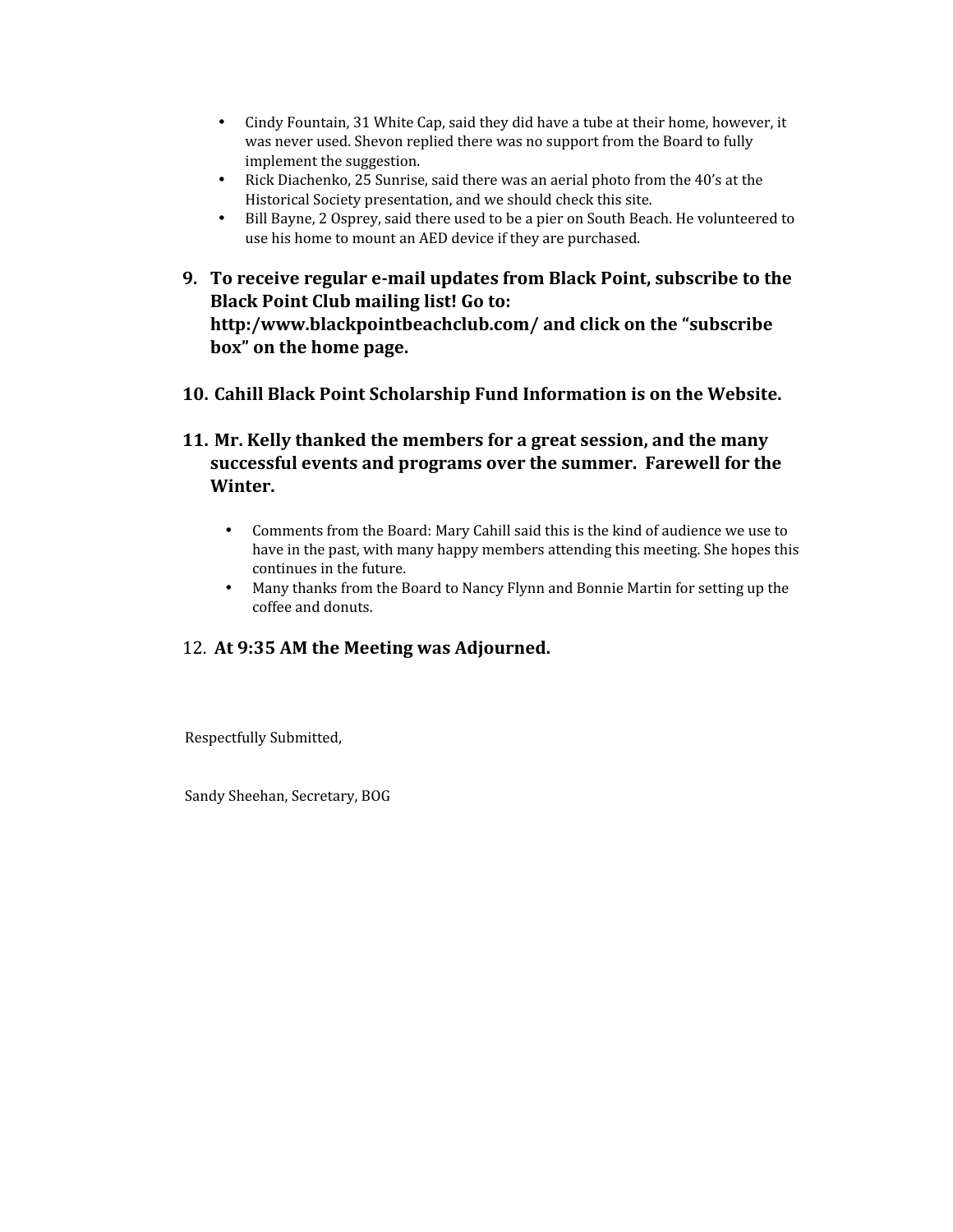- Cindy Fountain, 31 White Cap, said they did have a tube at their home, however, it was never used. Shevon replied there was no support from the Board to fully implement the suggestion.
- Rick Diachenko, 25 Sunrise, said there was an aerial photo from the 40's at the Historical Society presentation, and we should check this site.
- Bill Bayne, 2 Osprey, said there used to be a pier on South Beach. He volunteered to use his home to mount an AED device if they are purchased.

9. **To receive regular e-mail updates from Black Point, subscribe to the Black Point Club mailing list! Go to: http:/www.blackpointbeachclub.com/ and click on the "subscribe box" on the home page.**

10. **Cahill Black Point Scholarship Fund Information is on the Website.**

11. **Mr. Kelly thanked the members for a great session, and the many successful events and programs over the summer. Farewell for the Winter.**

    - Comments from the Board: Mary Cahill said this is the kind of audience we use to have in the past, with many happy members attending this meeting. She hopes this continues in the future.
    - Many thanks from the Board to Nancy Flynn and Bonnie Martin for setting up the coffee and donuts.

12. **At 9:35 AM the Meeting was Adjourned.**

Respectfully Submitted,

Sandy Sheehan, Secretary, BOG